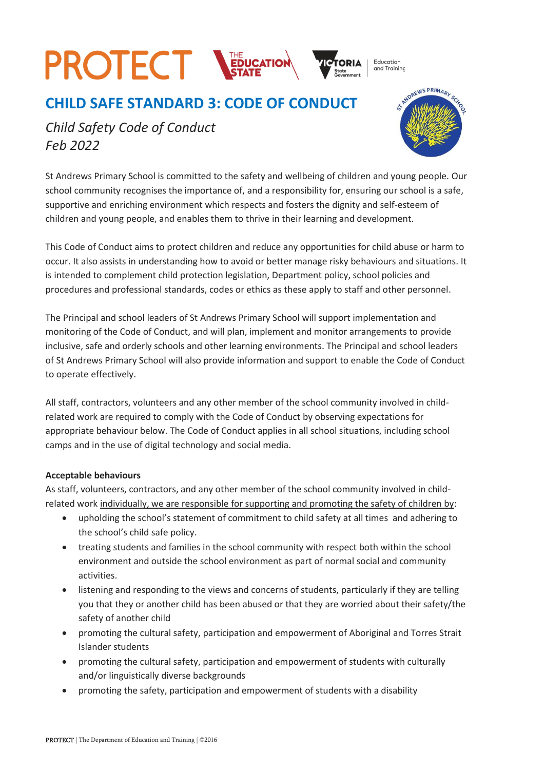PROTECT

# CHILD SAFE STANDARD 3: CODE OF CONDUCT

*Child Safety Code of Conduct*
*Feb 2022*

St Andrews Primary School is committed to the safety and wellbeing of children and young people. Our school community recognises the importance of, and a responsibility for, ensuring our school is a safe, supportive and enriching environment which respects and fosters the dignity and self-esteem of children and young people, and enables them to thrive in their learning and development.

This Code of Conduct aims to protect children and reduce any opportunities for child abuse or harm to occur. It also assists in understanding how to avoid or better manage risky behaviours and situations. It is intended to complement child protection legislation, Department policy, school policies and procedures and professional standards, codes or ethics as these apply to staff and other personnel.

The Principal and school leaders of St Andrews Primary School will support implementation and monitoring of the Code of Conduct, and will plan, implement and monitor arrangements to provide inclusive, safe and orderly schools and other learning environments. The Principal and school leaders of St Andrews Primary School will also provide information and support to enable the Code of Conduct to operate effectively.

All staff, contractors, volunteers and any other member of the school community involved in child-related work are required to comply with the Code of Conduct by observing expectations for appropriate behaviour below. The Code of Conduct applies in all school situations, including school camps and in the use of digital technology and social media.

**Acceptable behaviours**

As staff, volunteers, contractors, and any other member of the school community involved in child-related work individually, we are responsible for supporting and promoting the safety of children by:

- upholding the school's statement of commitment to child safety at all times and adhering to the school's child safe policy.
- treating students and families in the school community with respect both within the school environment and outside the school environment as part of normal social and community activities.
- listening and responding to the views and concerns of students, particularly if they are telling you that they or another child has been abused or that they are worried about their safety/the safety of another child
- promoting the cultural safety, participation and empowerment of Aboriginal and Torres Strait Islander students
- promoting the cultural safety, participation and empowerment of students with culturally and/or linguistically diverse backgrounds
- promoting the safety, participation and empowerment of students with a disability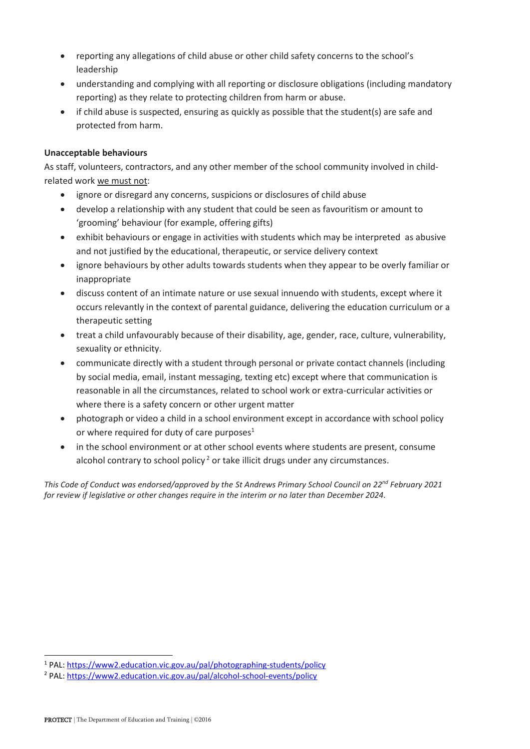- reporting any allegations of child abuse or other child safety concerns to the school's leadership
- understanding and complying with all reporting or disclosure obligations (including mandatory reporting) as they relate to protecting children from harm or abuse.
- if child abuse is suspected, ensuring as quickly as possible that the student(s) are safe and protected from harm.

**Unacceptable behaviours**

As staff, volunteers, contractors, and any other member of the school community involved in child-related work we must not:

- ignore or disregard any concerns, suspicions or disclosures of child abuse
- develop a relationship with any student that could be seen as favouritism or amount to 'grooming' behaviour (for example, offering gifts)
- exhibit behaviours or engage in activities with students which may be interpreted as abusive and not justified by the educational, therapeutic, or service delivery context
- ignore behaviours by other adults towards students when they appear to be overly familiar or inappropriate
- discuss content of an intimate nature or use sexual innuendo with students, except where it occurs relevantly in the context of parental guidance, delivering the education curriculum or a therapeutic setting
- treat a child unfavourably because of their disability, age, gender, race, culture, vulnerability, sexuality or ethnicity.
- communicate directly with a student through personal or private contact channels (including by social media, email, instant messaging, texting etc) except where that communication is reasonable in all the circumstances, related to school work or extra-curricular activities or where there is a safety concern or other urgent matter
- photograph or video a child in a school environment except in accordance with school policy or where required for duty of care purposes[1]
- in the school environment or at other school events where students are present, consume alcohol contrary to school policy[2] or take illicit drugs under any circumstances.

*This Code of Conduct was endorsed/approved by the St Andrews Primary School Council on 22nd February 2021 for review if legislative or other changes require in the interim or no later than December 2024.*

[1] PAL: https://www2.education.vic.gov.au/pal/photographing-students/policy

[2] PAL: https://www2.education.vic.gov.au/pal/alcohol-school-events/policy